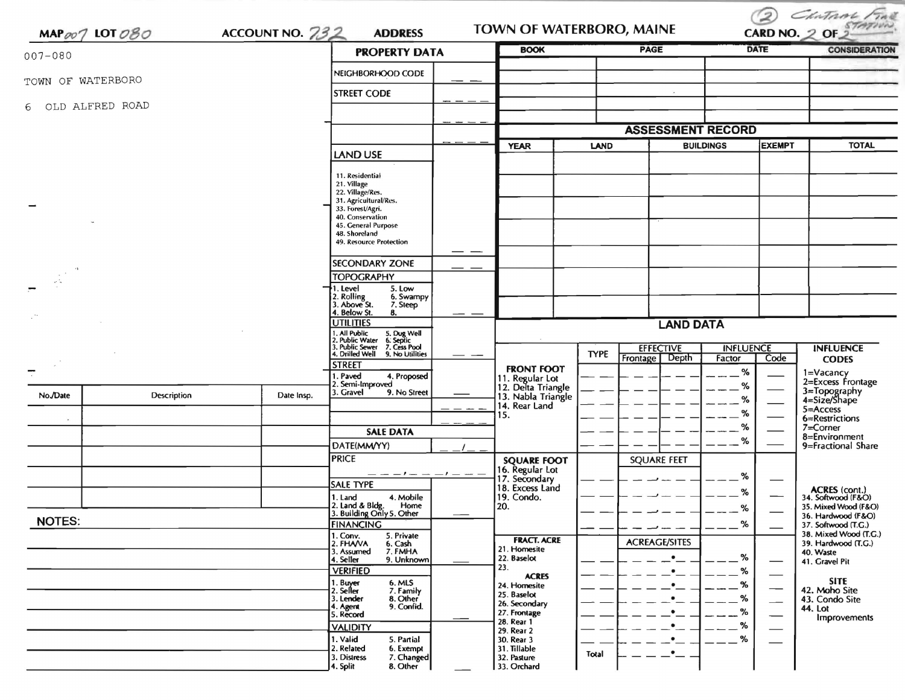MAP 007 LOT 080 ACCOUNT NO. 732 ADDRESS

# TOWN OF WATERBORO, MAINE

(2) Chatam Fire Station CARD NO. 2 OF 2

007-080

TOWN OF WATERBORO

6 OLD ALFRED ROAD

## PROPERTY DATA

| | |
|---|---|
| NEIGHBORHOOD CODE | |
| STREET CODE | |
| | |
| | |

**LAND USE**

11. Residential
21. Village
22. Village/Res.
31. Agricultural/Res.
33. Forest/Agri.
40. Conservation
45. General Purpose
48. Shoreland
49. Resource Protection

**SECONDARY ZONE**

**TOPOGRAPHY**

1. Level 5. Low
2. Rolling 6. Swampy
3. Above St. 7. Steep
4. Below St. 8.

**UTILITIES**

1. All Public 5. Dug Well
2. Public Water 6. Septic
3. Public Sewer 7. Cess Pool
4. Drilled Well 9. No Utilities

**STREET**

1. Paved 4. Proposed
2. Semi-Improved
3. Gravel 9. No Street

## SALE DATA

DATE(MM/YY)

PRICE

**SALE TYPE**

1. Land 4. Mobile Home
2. Land & Bldg.
3. Building Only 5. Other

**FINANCING**

1. Conv. 5. Private
2. FHA/VA 6. Cash
3. Assumed 7. FMHA
4. Seller 9. Unknown

**VERIFIED**

1. Buyer 6. MLS
2. Seller 7. Family
3. Lender 8. Other
4. Agent 9. Confid.
5. Record

**VALIDITY**

1. Valid 5. Partial
2. Related 6. Exempt
3. Distress 7. Changed
4. Split 8. Other

| BOOK | PAGE | DATE | CONSIDERATION |
|---|---|---|---|
| | | | |
| | | | |
| | | | |
| | | | |

## ASSESSMENT RECORD

| YEAR | LAND | BUILDINGS | EXEMPT | TOTAL |
|---|---|---|---|---|
| | | | | |
| | | | | |
| | | | | |
| | | | | |
| | | | | |
| | | | | |
| | | | | |

## LAND DATA

| | TYPE | EFFECTIVE Frontage | EFFECTIVE Depth | INFLUENCE Factor | INFLUENCE Code |
|---|---|---|---|---|---|
| **FRONT FOOT** | | | | | |
| 11. Regular Lot | | | | % | |
| 12. Delta Triangle | | | | % | |
| 13. Nabla Triangle | | | | % | |
| 14. Rear Land | | | | % | |
| 15. | | | | % | |
| | | | | % | |
| **SQUARE FOOT** | | SQUARE FEET | | | |
| 16. Regular Lot | | | | % | |
| 17. Secondary | | | | % | |
| 18. Excess Land | | | | % | |
| 19. Condo. | | | | % | |
| 20. | | | | | |
| **FRACT. ACRE** | | ACREAGE/SITES | | | |
| 21. Homesite | | | | % | |
| 22. Baselot | | | | % | |
| 23. | | | | % | |
| **ACRES** | | | | | |
| 24. Homesite | | | | % | |
| 25. Baselot | | | | % | |
| 26. Secondary | | | | % | |
| 27. Frontage | | | | % | |
| 28. Rear 1 | | | | % | |
| 29. Rear 2 | | | | | |
| 30. Rear 3 | | | | | |
| 31. Tillable | Total | | | | |
| 32. Pasture | | | | | |
| 33. Orchard | | | | | |

**INFLUENCE CODES**

1=Vacancy
2=Excess Frontage
3=Topography
4=Size/Shape
5=Access
6=Restrictions
7=Corner
8=Environment
9=Fractional Share

**ACRES (cont.)**

34. Softwood (F&O)
35. Mixed Wood (F&O)
36. Hardwood (F&O)
37. Softwood (T.G.)
38. Mixed Wood (T.G.)
39. Hardwood (T.G.)
40. Waste
41. Gravel Pit

**SITE**

42. Moho Site
43. Condo Site
44. Lot Improvements

| No./Date | Description | Date Insp. |
|---|---|---|
| | | |
| | | |
| | | |
| | | |
| | | |
| | | |

**NOTES:**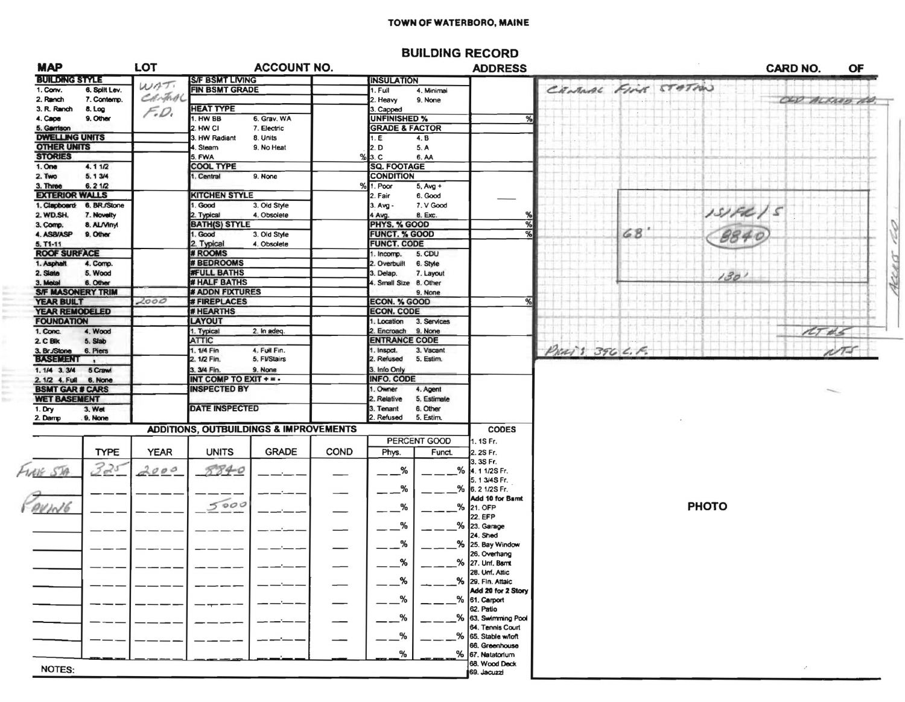# TOWN OF WATERBORO, MAINE

## BUILDING RECORD

| MAP | LOT | ACCOUNT NO. | ADDRESS | CARD NO. | OF |
|---|---|---|---|---|---|
| | | | | | |

| | | | | | |
|---|---|---|---|---|---|
| **BUILDING STYLE** 1. Conv. 6. Split Lev. 2. Ranch 7. Contemp. 3. R. Ranch 8. Log 4. Cape 9. Other 5. Garrison | WAT. CENTRAL F.D. | **S/F BSMT LIVING** | | **INSULATION** 1. Full 4. Minimal 2. Heavy 9. None 3. Capped | |
| | | **FIN BSMT GRADE** | | | |
| **DWELLING UNITS** | | **HEAT TYPE** 1. HW BB 6. Grav. WA 2. HW CI 7. Electric 3. HW Radiant 8. Units 4. Steam 9. No Heat 5. FWA | % | **UNFINISHED %** | % |
| **OTHER UNITS** | | | | **GRADE & FACTOR** 1. E 4. B 2. D 5. A 3. C 6. AA | |
| **STORIES** 1. One 4. 1 1/2 2. Two 5. 1 3/4 3. Three 6. 2 1/2 | | **COOL TYPE** 1. Central 9. None | % | **SQ. FOOTAGE** | |
| | | | | **CONDITION** 1. Poor 5. Avg + 2. Fair 6. Good 3. Avg - 7. V Good 4. Avg. 8. Exc. | — |
| **EXTERIOR WALLS** 1. Clapboard 6. BR./Stone 2. WD.SH. 7. Novelty 3. Comp. 8. AL/Vinyl 4. ASB/ASP 9. Other 5. T1-11 | | **KITCHEN STYLE** 1. Good 3. Old Style 2. Typical 4. Obsolete | | | % |
| | | **BATH(S) STYLE** 1. Good 3. Old Style 2. Typical 4. Obsolete | | **PHYS. % GOOD** | % |
| | | | | **FUNCT. % GOOD** | % |
| **ROOF SURFACE** 1. Asphalt 4. Comp. 2. Slate 5. Wood 3. Metal 6. Other | | **# ROOMS** | | **FUNCT. CODE** 1. Incomp. 5. CDU 2. Overbuilt 6. Style 3. Delap. 7. Layout 4. Small Size 8. Other 9. None | |
| | | **# BEDROOMS** | | | |
| | | **#FULL BATHS** | | | |
| | | **# HALF BATHS** | | | |
| **S/F MASONERY TRIM** | | **# ADDN FIXTURES** | | | |
| **YEAR BUILT** | 2000 | **# FIREPLACES** | | **ECON. % GOOD** | % |
| **YEAR REMODELED** | | **# HEARTHS** | | **ECON. CODE** 1. Location 3. Services 2. Encroach 9. None | |
| **FOUNDATION** 1. Conc. 4. Wood 2. C Blk 5. Slab 3. Br./Stone 6. Piers | | **LAYOUT** 1. Typical 2. In adeq. | | | |
| | | **ATTIC** 1. 1/4 Fin 4. Full Fin. 2. 1/2 Fin. 5. Fl/Stairs 3. 3/4 Fin. 9. None | | **ENTRANCE CODE** 1. Inspct. 3. Vacant 2. Refused 5. Estim. 3. Info Only | |
| **BASEMENT** 1. 1/4 3. 3/4 5 Crawl 2. 1/2 4. Full 6. None | | **INT COMP TO EXIT + = -** | | **INFO. CODE** 1. Owner 4. Agent 2. Relative 5. Estimate 3. Tenant 6. Other 2. Refused 5. Estim. | |
| **BSMT GAR # CARS** | | **INSPECTED BY** | | | |
| **WET BASEMENT** 1. Dry 3. Wet 2. Damp 9. None | | **DATE INSPECTED** | | | |

Sketch:

CENTRAL FIRE STATION

OLD ALFRED RD.

1S/FR/S

8840

68'

130'

ALFRED RD

RT #5

PAV'G 356 L.F.

NTS

### ADDITIONS, OUTBUILDINGS & IMPROVEMENTS

| | TYPE | YEAR | UNITS | GRADE | COND | PERCENT GOOD Phys. | PERCENT GOOD Funct. |
|---|---|---|---|---|---|---|---|
| FIRE STA | 325 | 2000 | 8840 | | | % | % |
| | | | | | | % | % |
| PAVING | | | 5000 | | | % | % |
| | | | | | | % | % |
| | | | | | | % | % |
| | | | | | | % | % |
| | | | | | | % | % |
| | | | | | | % | % |
| | | | | | | % | % |
| | | | | | | % | % |
| | | | | | | % | % |

**CODES**
1. 1S Fr.
2. 2S Fr.
3. 3S Fr.
4. 1 1/2S Fr.
5. 1 3/4S Fr.
6. 2 1/2S Fr.
Add 10 for Bsmt
21. OFP
22. EFP
23. Garage
24. Shed
25. Bay Window
26. Overhang
27. Unf. Bsmt
28. Unf. Attic
29. Fin. Attaic
Add 20 for 2 Story
61. Carport
62. Patio
63. Swimming Pool
64. Tennis Court
65. Stable w/loft
66. Greenhouse
67. Natatorium
68. Wood Deck
69. Jacuzzi

**PHOTO**

NOTES: